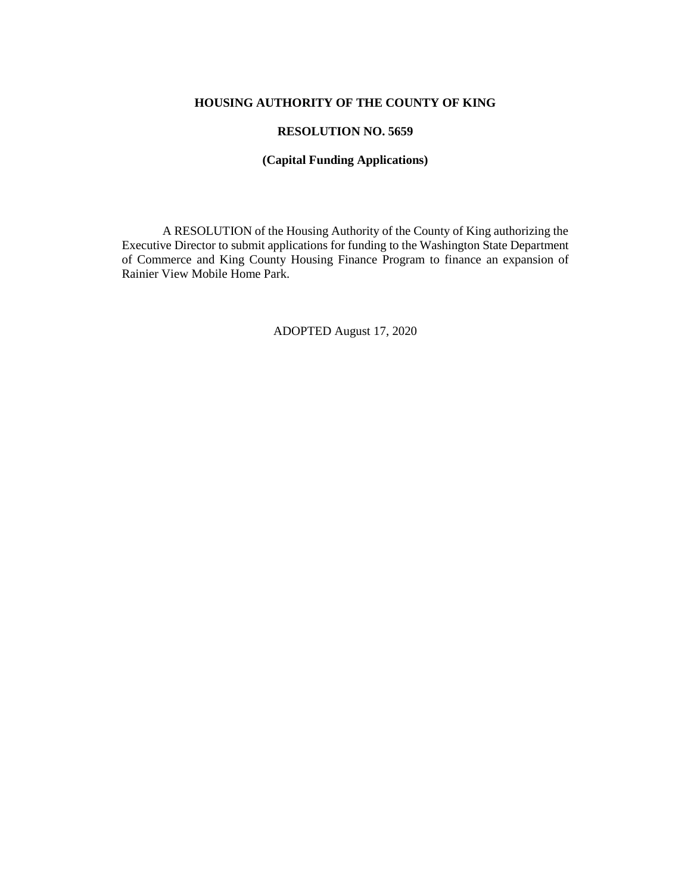**HOUSING AUTHORITY OF THE COUNTY OF KING**

**RESOLUTION NO. 5659**

**(Capital Funding Applications)**

A RESOLUTION of the Housing Authority of the County of King authorizing the Executive Director to submit applications for funding to the Washington State Department of Commerce and King County Housing Finance Program to finance an expansion of Rainier View Mobile Home Park.

ADOPTED August 17, 2020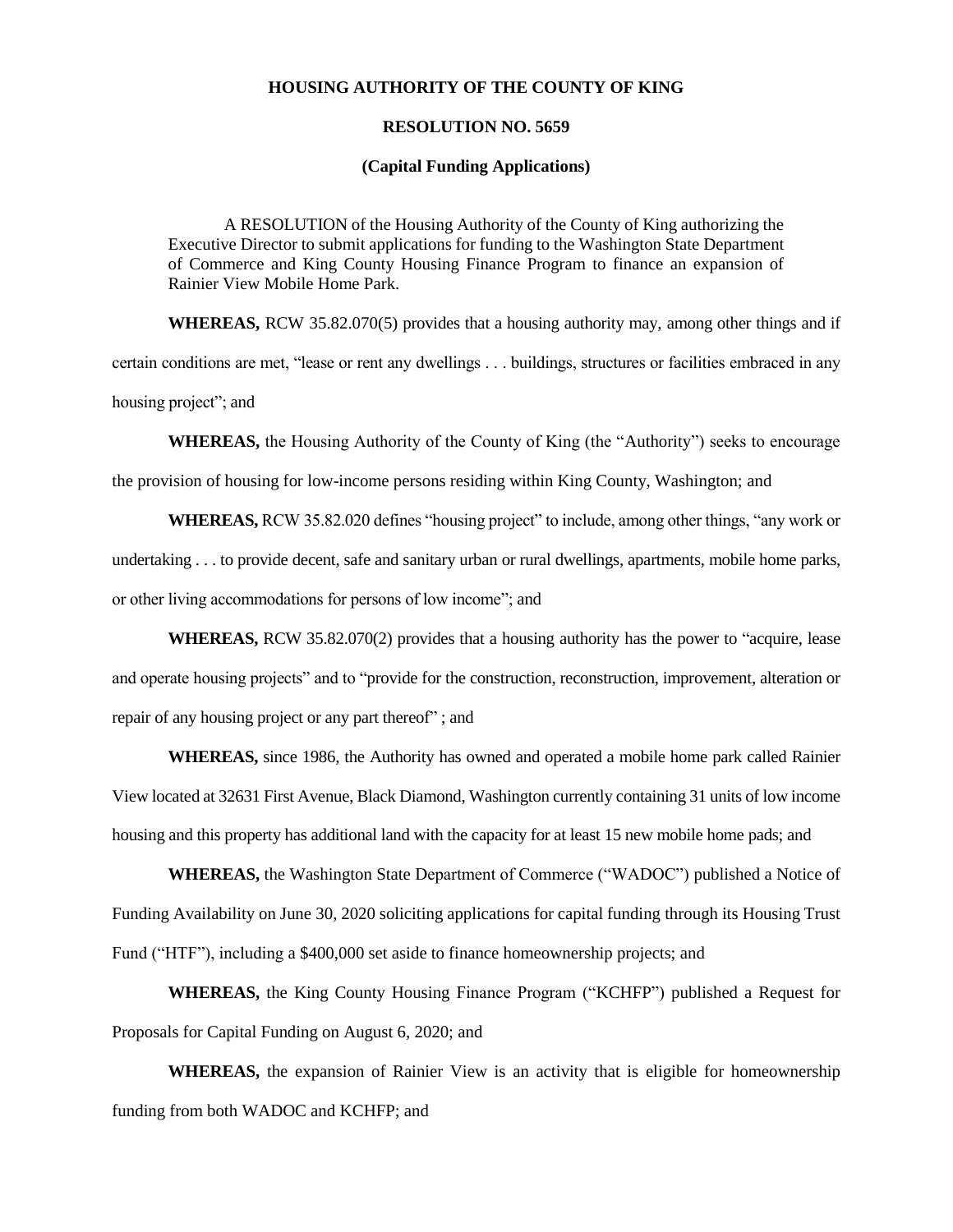**HOUSING AUTHORITY OF THE COUNTY OF KING**

**RESOLUTION NO. 5659**

**(Capital Funding Applications)**

A RESOLUTION of the Housing Authority of the County of King authorizing the Executive Director to submit applications for funding to the Washington State Department of Commerce and King County Housing Finance Program to finance an expansion of Rainier View Mobile Home Park.

**WHEREAS,** RCW 35.82.070(5) provides that a housing authority may, among other things and if certain conditions are met, "lease or rent any dwellings . . . buildings, structures or facilities embraced in any housing project"; and

**WHEREAS,** the Housing Authority of the County of King (the "Authority") seeks to encourage the provision of housing for low-income persons residing within King County, Washington; and

**WHEREAS,** RCW 35.82.020 defines "housing project" to include, among other things, "any work or undertaking . . . to provide decent, safe and sanitary urban or rural dwellings, apartments, mobile home parks, or other living accommodations for persons of low income"; and

**WHEREAS,** RCW 35.82.070(2) provides that a housing authority has the power to "acquire, lease and operate housing projects" and to "provide for the construction, reconstruction, improvement, alteration or repair of any housing project or any part thereof" ; and

**WHEREAS,** since 1986, the Authority has owned and operated a mobile home park called Rainier View located at 32631 First Avenue, Black Diamond, Washington currently containing 31 units of low income housing and this property has additional land with the capacity for at least 15 new mobile home pads; and

**WHEREAS,** the Washington State Department of Commerce ("WADOC") published a Notice of Funding Availability on June 30, 2020 soliciting applications for capital funding through its Housing Trust Fund ("HTF"), including a $400,000 set aside to finance homeownership projects; and

**WHEREAS,** the King County Housing Finance Program ("KCHFP") published a Request for Proposals for Capital Funding on August 6, 2020; and

**WHEREAS,** the expansion of Rainier View is an activity that is eligible for homeownership funding from both WADOC and KCHFP; and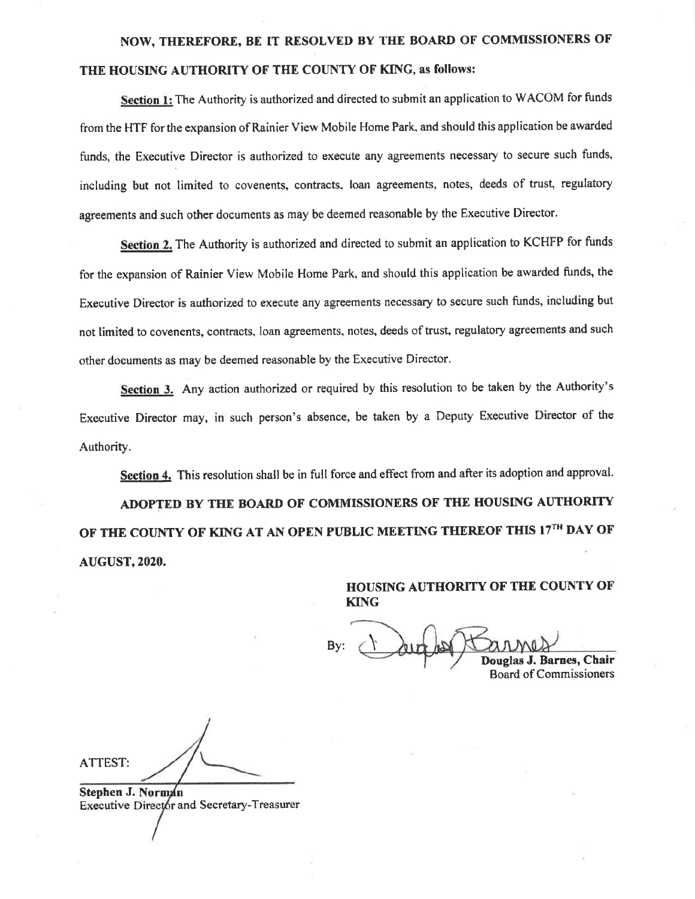**NOW, THEREFORE, BE IT RESOLVED BY THE BOARD OF COMMISSIONERS OF THE HOUSING AUTHORITY OF THE COUNTY OF KING, as follows:**

**Section 1:** The Authority is authorized and directed to submit an application to WACOM for funds from the HTF for the expansion of Rainier View Mobile Home Park, and should this application be awarded funds, the Executive Director is authorized to execute any agreements necessary to secure such funds, including but not limited to covenents, contracts, loan agreements, notes, deeds of trust, regulatory agreements and such other documents as may be deemed reasonable by the Executive Director.

**Section 2.** The Authority is authorized and directed to submit an application to KCHFP for funds for the expansion of Rainier View Mobile Home Park, and should this application be awarded funds, the Executive Director is authorized to execute any agreements necessary to secure such funds, including but not limited to covenents, contracts, loan agreements, notes, deeds of trust, regulatory agreements and such other documents as may be deemed reasonable by the Executive Director.

**Section 3.** Any action authorized or required by this resolution to be taken by the Authority's Executive Director may, in such person's absence, be taken by a Deputy Executive Director of the Authority.

**Section 4.** This resolution shall be in full force and effect from and after its adoption and approval.

**ADOPTED BY THE BOARD OF COMMISSIONERS OF THE HOUSING AUTHORITY OF THE COUNTY OF KING AT AN OPEN PUBLIC MEETING THEREOF THIS 17TH DAY OF AUGUST, 2020.**

**HOUSING AUTHORITY OF THE COUNTY OF KING**

By: ______________________
**Douglas J. Barnes, Chair**
Board of Commissioners

ATTEST: ______________________

**Stephen J. Norman**
Executive Director and Secretary-Treasurer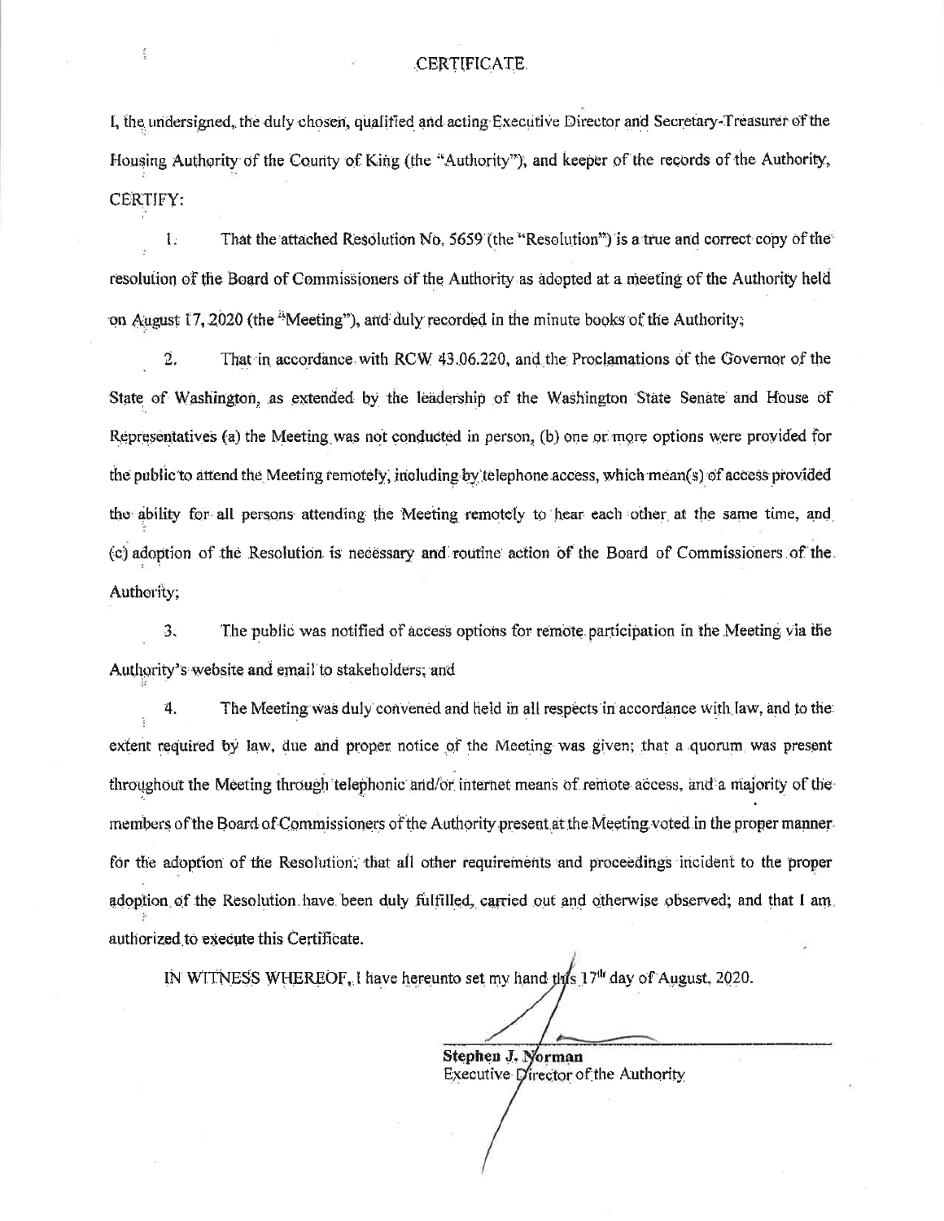# CERTIFICATE

I, the undersigned, the duly chosen, qualified and acting Executive Director and Secretary-Treasurer of the Housing Authority of the County of King (the "Authority"), and keeper of the records of the Authority, CERTIFY:

1. That the attached Resolution No. 5659 (the "Resolution") is a true and correct copy of the resolution of the Board of Commissioners of the Authority as adopted at a meeting of the Authority held on August 17, 2020 (the "Meeting"), and duly recorded in the minute books of the Authority;

2. That in accordance with RCW 43.06.220, and the Proclamations of the Governor of the State of Washington, as extended by the leadership of the Washington State Senate and House of Representatives (a) the Meeting was not conducted in person, (b) one or more options were provided for the public to attend the Meeting remotely, including by telephone access, which mean(s) of access provided the ability for all persons attending the Meeting remotely to hear each other at the same time, and (c) adoption of the Resolution is necessary and routine action of the Board of Commissioners of the Authority;

3. The public was notified of access options for remote participation in the Meeting via the Authority's website and email to stakeholders; and

4. The Meeting was duly convened and held in all respects in accordance with law, and to the extent required by law, due and proper notice of the Meeting was given; that a quorum was present throughout the Meeting through telephonic and/or internet means of remote access, and a majority of the members of the Board of Commissioners of the Authority present at the Meeting voted in the proper manner for the adoption of the Resolution; that all other requirements and proceedings incident to the proper adoption of the Resolution have been duly fulfilled, carried out and otherwise observed; and that I am authorized to execute this Certificate.

IN WITNESS WHEREOF, I have hereunto set my hand this 17th day of August, 2020.

**Stephen J. Norman**
Executive Director of the Authority